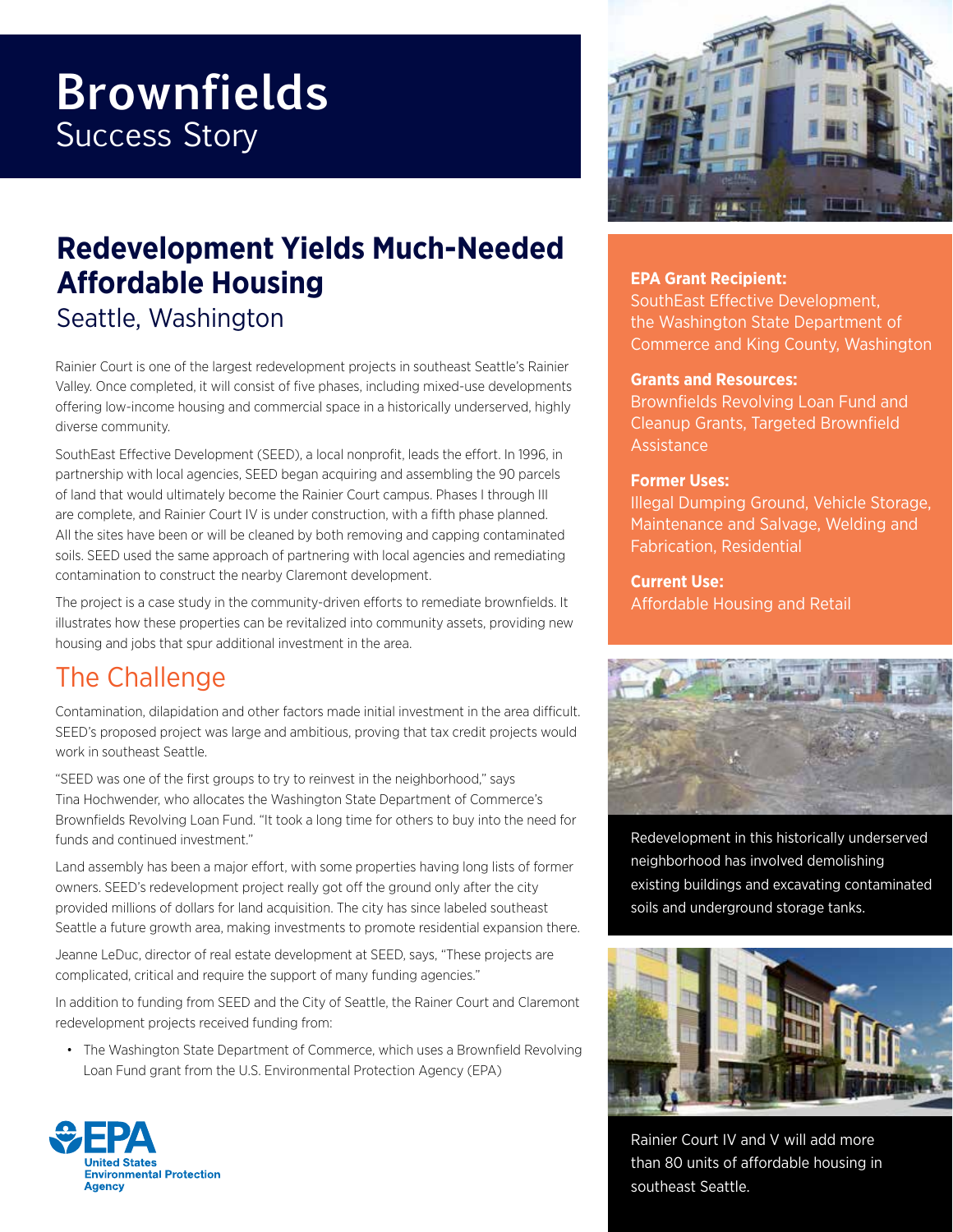# Brownfields
Success Story

## Redevelopment Yields Much-Needed Affordable Housing
Seattle, Washington

Rainier Court is one of the largest redevelopment projects in southeast Seattle's Rainier Valley. Once completed, it will consist of five phases, including mixed-use developments offering low-income housing and commercial space in a historically underserved, highly diverse community.

SouthEast Effective Development (SEED), a local nonprofit, leads the effort. In 1996, in partnership with local agencies, SEED began acquiring and assembling the 90 parcels of land that would ultimately become the Rainier Court campus. Phases I through III are complete, and Rainier Court IV is under construction, with a fifth phase planned. All the sites have been or will be cleaned by both removing and capping contaminated soils. SEED used the same approach of partnering with local agencies and remediating contamination to construct the nearby Claremont development.

The project is a case study in the community-driven efforts to remediate brownfields. It illustrates how these properties can be revitalized into community assets, providing new housing and jobs that spur additional investment in the area.

## The Challenge

Contamination, dilapidation and other factors made initial investment in the area difficult. SEED's proposed project was large and ambitious, proving that tax credit projects would work in southeast Seattle.

"SEED was one of the first groups to try to reinvest in the neighborhood," says Tina Hochwender, who allocates the Washington State Department of Commerce's Brownfields Revolving Loan Fund. "It took a long time for others to buy into the need for funds and continued investment."

Land assembly has been a major effort, with some properties having long lists of former owners. SEED's redevelopment project really got off the ground only after the city provided millions of dollars for land acquisition. The city has since labeled southeast Seattle a future growth area, making investments to promote residential expansion there.

Jeanne LeDuc, director of real estate development at SEED, says, "These projects are complicated, critical and require the support of many funding agencies."

In addition to funding from SEED and the City of Seattle, the Rainer Court and Claremont redevelopment projects received funding from:

- The Washington State Department of Commerce, which uses a Brownfield Revolving Loan Fund grant from the U.S. Environmental Protection Agency (EPA)

**EPA Grant Recipient:**
SouthEast Effective Development, the Washington State Department of Commerce and King County, Washington

**Grants and Resources:**
Brownfields Revolving Loan Fund and Cleanup Grants, Targeted Brownfield Assistance

**Former Uses:**
Illegal Dumping Ground, Vehicle Storage, Maintenance and Salvage, Welding and Fabrication, Residential

**Current Use:**
Affordable Housing and Retail

Redevelopment in this historically underserved neighborhood has involved demolishing existing buildings and excavating contaminated soils and underground storage tanks.

Rainier Court IV and V will add more than 80 units of affordable housing in southeast Seattle.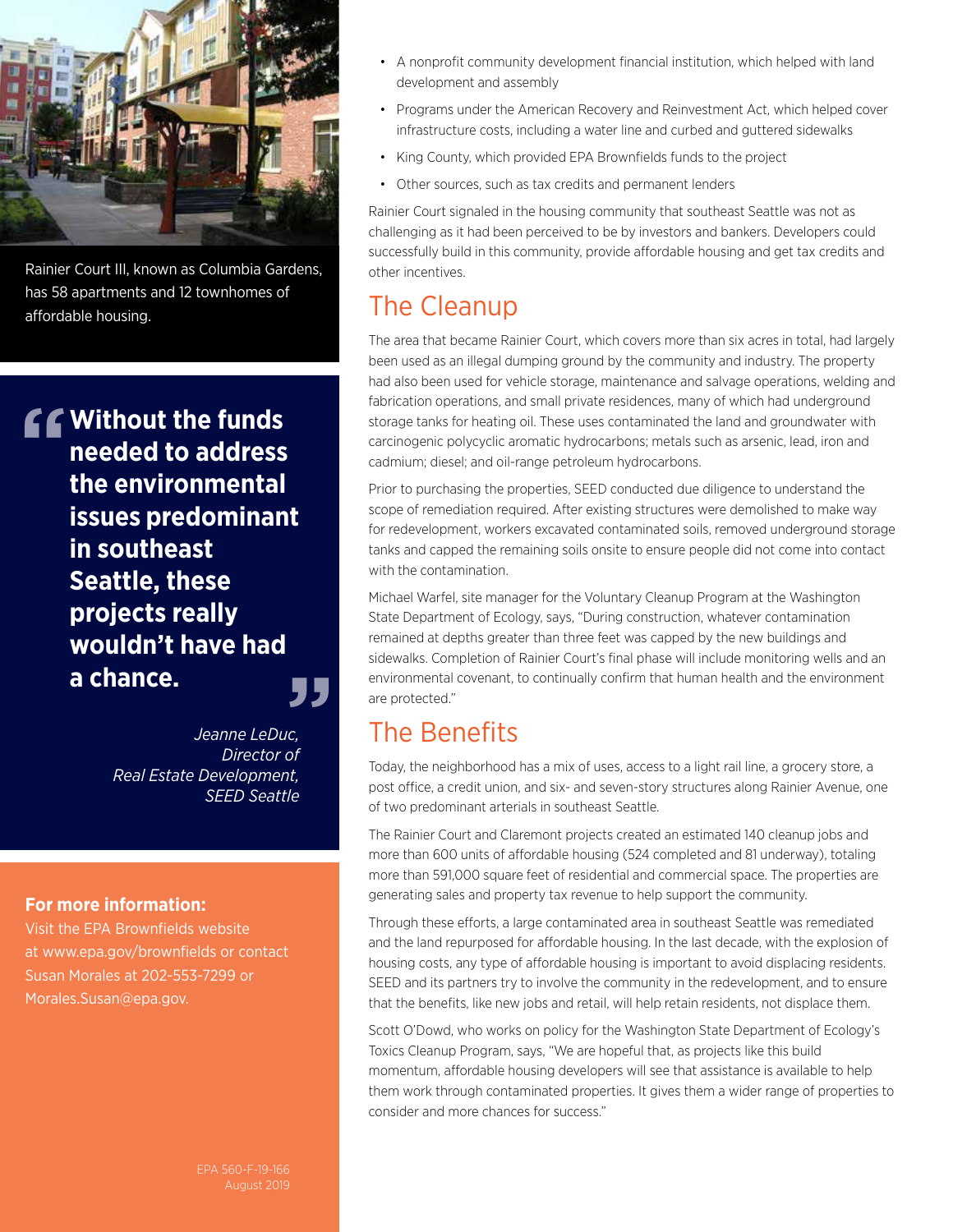Rainier Court III, known as Columbia Gardens, has 58 apartments and 12 townhomes of affordable housing.

> **Without the funds needed to address the environmental issues predominant in southeast Seattle, these projects really wouldn't have had a chance.**
>
> *Jeanne LeDuc, Director of Real Estate Development, SEED Seattle*

**For more information:**

Visit the EPA Brownfields website at www.epa.gov/brownfields or contact Susan Morales at 202-553-7299 or Morales.Susan@epa.gov.

EPA 560-F-19-166
August 2019

- A nonprofit community development financial institution, which helped with land development and assembly
- Programs under the American Recovery and Reinvestment Act, which helped cover infrastructure costs, including a water line and curbed and guttered sidewalks
- King County, which provided EPA Brownfields funds to the project
- Other sources, such as tax credits and permanent lenders

Rainier Court signaled in the housing community that southeast Seattle was not as challenging as it had been perceived to be by investors and bankers. Developers could successfully build in this community, provide affordable housing and get tax credits and other incentives.

## The Cleanup

The area that became Rainier Court, which covers more than six acres in total, had largely been used as an illegal dumping ground by the community and industry. The property had also been used for vehicle storage, maintenance and salvage operations, welding and fabrication operations, and small private residences, many of which had underground storage tanks for heating oil. These uses contaminated the land and groundwater with carcinogenic polycyclic aromatic hydrocarbons; metals such as arsenic, lead, iron and cadmium; diesel; and oil-range petroleum hydrocarbons.

Prior to purchasing the properties, SEED conducted due diligence to understand the scope of remediation required. After existing structures were demolished to make way for redevelopment, workers excavated contaminated soils, removed underground storage tanks and capped the remaining soils onsite to ensure people did not come into contact with the contamination.

Michael Warfel, site manager for the Voluntary Cleanup Program at the Washington State Department of Ecology, says, "During construction, whatever contamination remained at depths greater than three feet was capped by the new buildings and sidewalks. Completion of Rainier Court's final phase will include monitoring wells and an environmental covenant, to continually confirm that human health and the environment are protected."

## The Benefits

Today, the neighborhood has a mix of uses, access to a light rail line, a grocery store, a post office, a credit union, and six- and seven-story structures along Rainier Avenue, one of two predominant arterials in southeast Seattle.

The Rainier Court and Claremont projects created an estimated 140 cleanup jobs and more than 600 units of affordable housing (524 completed and 81 underway), totaling more than 591,000 square feet of residential and commercial space. The properties are generating sales and property tax revenue to help support the community.

Through these efforts, a large contaminated area in southeast Seattle was remediated and the land repurposed for affordable housing. In the last decade, with the explosion of housing costs, any type of affordable housing is important to avoid displacing residents. SEED and its partners try to involve the community in the redevelopment, and to ensure that the benefits, like new jobs and retail, will help retain residents, not displace them.

Scott O'Dowd, who works on policy for the Washington State Department of Ecology's Toxics Cleanup Program, says, "We are hopeful that, as projects like this build momentum, affordable housing developers will see that assistance is available to help them work through contaminated properties. It gives them a wider range of properties to consider and more chances for success."